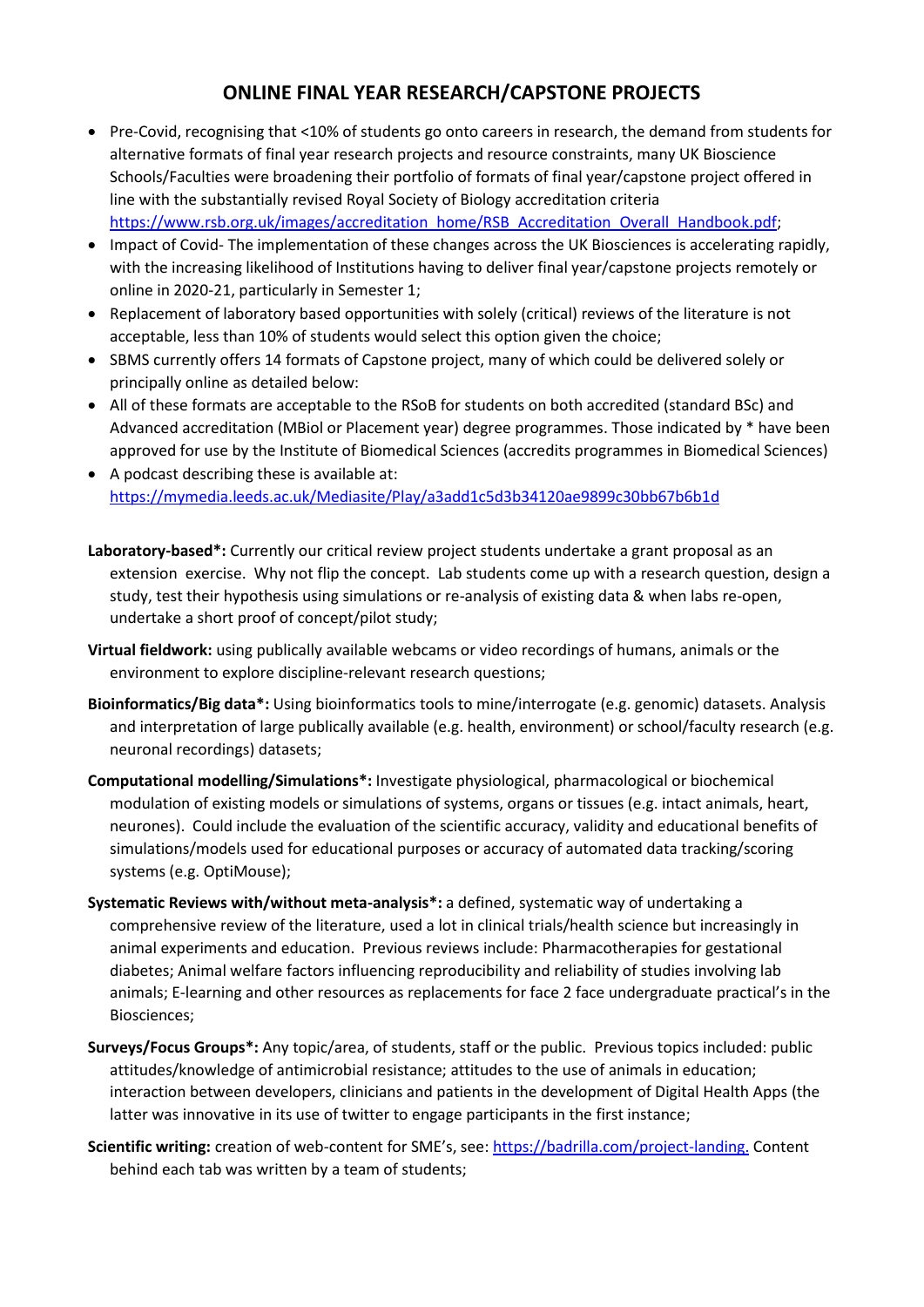# ONLINE FINAL YEAR RESEARCH/CAPSTONE PROJECTS

- Pre-Covid, recognising that <10% of students go onto careers in research, the demand from students for alternative formats of final year research projects and resource constraints, many UK Bioscience Schools/Faculties were broadening their portfolio of formats of final year/capstone project offered in line with the substantially revised Royal Society of Biology accreditation criteria https://www.rsb.org.uk/images/accreditation_home/RSB_Accreditation_Overall_Handbook.pdf;
- Impact of Covid- The implementation of these changes across the UK Biosciences is accelerating rapidly, with the increasing likelihood of Institutions having to deliver final year/capstone projects remotely or online in 2020-21, particularly in Semester 1;
- Replacement of laboratory based opportunities with solely (critical) reviews of the literature is not acceptable, less than 10% of students would select this option given the choice;
- SBMS currently offers 14 formats of Capstone project, many of which could be delivered solely or principally online as detailed below:
- All of these formats are acceptable to the RSoB for students on both accredited (standard BSc) and Advanced accreditation (MBiol or Placement year) degree programmes. Those indicated by * have been approved for use by the Institute of Biomedical Sciences (accredits programmes in Biomedical Sciences)
- A podcast describing these is available at: https://mymedia.leeds.ac.uk/Mediasite/Play/a3add1c5d3b34120ae9899c30bb67b6b1d

**Laboratory-based*:** Currently our critical review project students undertake a grant proposal as an extension exercise. Why not flip the concept. Lab students come up with a research question, design a study, test their hypothesis using simulations or re-analysis of existing data & when labs re-open, undertake a short proof of concept/pilot study;

**Virtual fieldwork:** using publically available webcams or video recordings of humans, animals or the environment to explore discipline-relevant research questions;

**Bioinformatics/Big data*:** Using bioinformatics tools to mine/interrogate (e.g. genomic) datasets. Analysis and interpretation of large publically available (e.g. health, environment) or school/faculty research (e.g. neuronal recordings) datasets;

**Computational modelling/Simulations*:** Investigate physiological, pharmacological or biochemical modulation of existing models or simulations of systems, organs or tissues (e.g. intact animals, heart, neurones). Could include the evaluation of the scientific accuracy, validity and educational benefits of simulations/models used for educational purposes or accuracy of automated data tracking/scoring systems (e.g. OptiMouse);

**Systematic Reviews with/without meta-analysis*:** a defined, systematic way of undertaking a comprehensive review of the literature, used a lot in clinical trials/health science but increasingly in animal experiments and education. Previous reviews include: Pharmacotherapies for gestational diabetes; Animal welfare factors influencing reproducibility and reliability of studies involving lab animals; E-learning and other resources as replacements for face 2 face undergraduate practical's in the Biosciences;

**Surveys/Focus Groups*:** Any topic/area, of students, staff or the public. Previous topics included: public attitudes/knowledge of antimicrobial resistance; attitudes to the use of animals in education; interaction between developers, clinicians and patients in the development of Digital Health Apps (the latter was innovative in its use of twitter to engage participants in the first instance;

**Scientific writing:** creation of web-content for SME's, see: https://badrilla.com/project-landing. Content behind each tab was written by a team of students;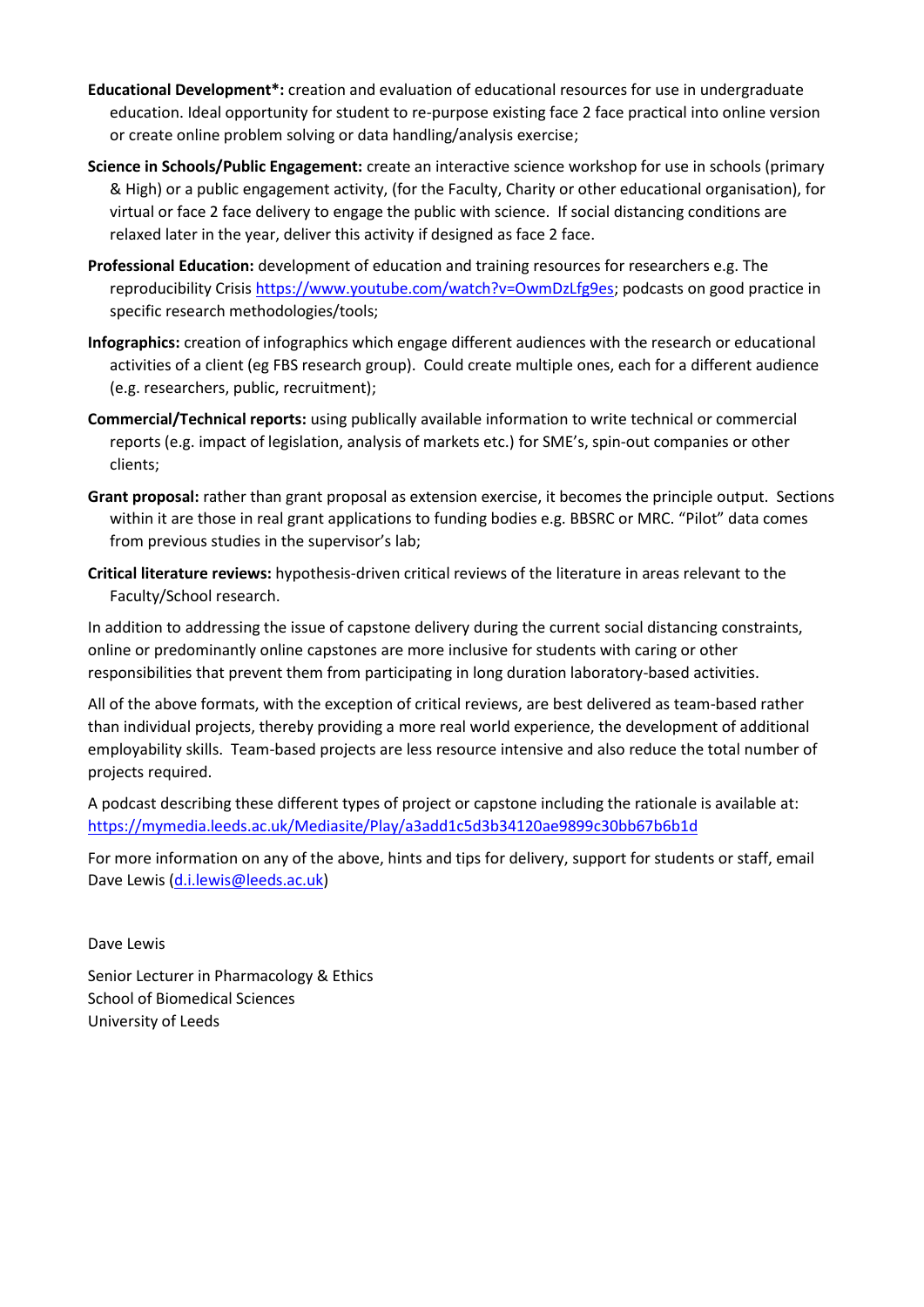**Educational Development*:** creation and evaluation of educational resources for use in undergraduate education. Ideal opportunity for student to re-purpose existing face 2 face practical into online version or create online problem solving or data handling/analysis exercise;

**Science in Schools/Public Engagement:** create an interactive science workshop for use in schools (primary & High) or a public engagement activity, (for the Faculty, Charity or other educational organisation), for virtual or face 2 face delivery to engage the public with science. If social distancing conditions are relaxed later in the year, deliver this activity if designed as face 2 face.

**Professional Education:** development of education and training resources for researchers e.g. The reproducibility Crisis https://www.youtube.com/watch?v=OwmDzLfg9es; podcasts on good practice in specific research methodologies/tools;

**Infographics:** creation of infographics which engage different audiences with the research or educational activities of a client (eg FBS research group). Could create multiple ones, each for a different audience (e.g. researchers, public, recruitment);

**Commercial/Technical reports:** using publically available information to write technical or commercial reports (e.g. impact of legislation, analysis of markets etc.) for SME's, spin-out companies or other clients;

**Grant proposal:** rather than grant proposal as extension exercise, it becomes the principle output. Sections within it are those in real grant applications to funding bodies e.g. BBSRC or MRC. "Pilot" data comes from previous studies in the supervisor's lab;

**Critical literature reviews:** hypothesis-driven critical reviews of the literature in areas relevant to the Faculty/School research.

In addition to addressing the issue of capstone delivery during the current social distancing constraints, online or predominantly online capstones are more inclusive for students with caring or other responsibilities that prevent them from participating in long duration laboratory-based activities.

All of the above formats, with the exception of critical reviews, are best delivered as team-based rather than individual projects, thereby providing a more real world experience, the development of additional employability skills. Team-based projects are less resource intensive and also reduce the total number of projects required.

A podcast describing these different types of project or capstone including the rationale is available at: https://mymedia.leeds.ac.uk/Mediasite/Play/a3add1c5d3b34120ae9899c30bb67b6b1d

For more information on any of the above, hints and tips for delivery, support for students or staff, email Dave Lewis (d.i.lewis@leeds.ac.uk)

Dave Lewis

Senior Lecturer in Pharmacology & Ethics
School of Biomedical Sciences
University of Leeds